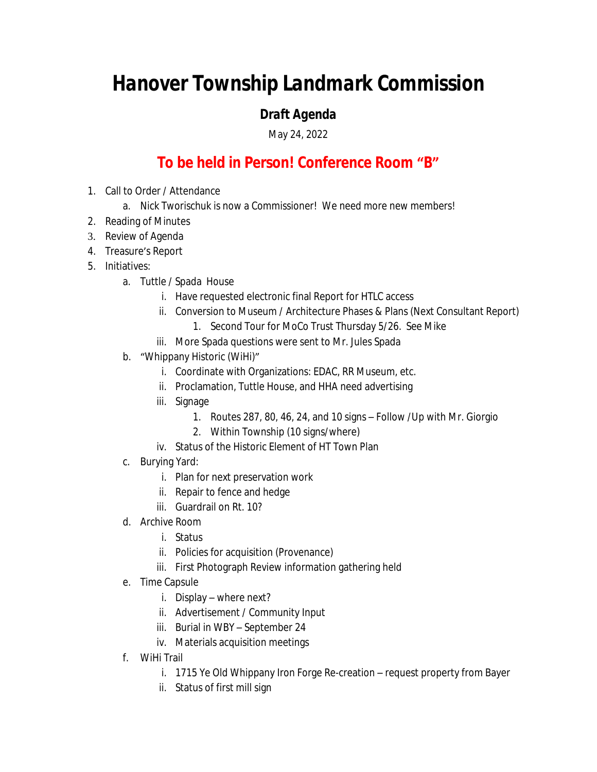# Hanover Township Landmark Commission

## Draft Agenda

May 24, 2022

## To be held in Person! Conference Room "B"

1. Call to Order / Attendance
    a. Nick Tworischuk is now a Commissioner! We need more new members!
2. Reading of Minutes
3. Review of Agenda
4. Treasure's Report
5. Initiatives:
    a. Tuttle / Spada House
        i. Have requested electronic final Report for HTLC access
        ii. Conversion to Museum / Architecture Phases & Plans (Next Consultant Report)
            1. Second Tour for MoCo Trust Thursday 5/26. See Mike
        iii. More Spada questions were sent to Mr. Jules Spada
    b. "Whippany Historic (WiHi)"
        i. Coordinate with Organizations: EDAC, RR Museum, etc.
        ii. Proclamation, Tuttle House, and HHA need advertising
        iii. Signage
            1. Routes 287, 80, 46, 24, and 10 signs – Follow /Up with Mr. Giorgio
            2. Within Township (10 signs/where)
        iv. Status of the Historic Element of HT Town Plan
    c. Burying Yard:
        i. Plan for next preservation work
        ii. Repair to fence and hedge
        iii. Guardrail on Rt. 10?
    d. Archive Room
        i. Status
        ii. Policies for acquisition (Provenance)
        iii. First Photograph Review information gathering held
    e. Time Capsule
        i. Display – where next?
        ii. Advertisement / Community Input
        iii. Burial in WBY – September 24
        iv. Materials acquisition meetings
    f. WiHi Trail
        i. 1715 Ye Old Whippany Iron Forge Re-creation – request property from Bayer
        ii. Status of first mill sign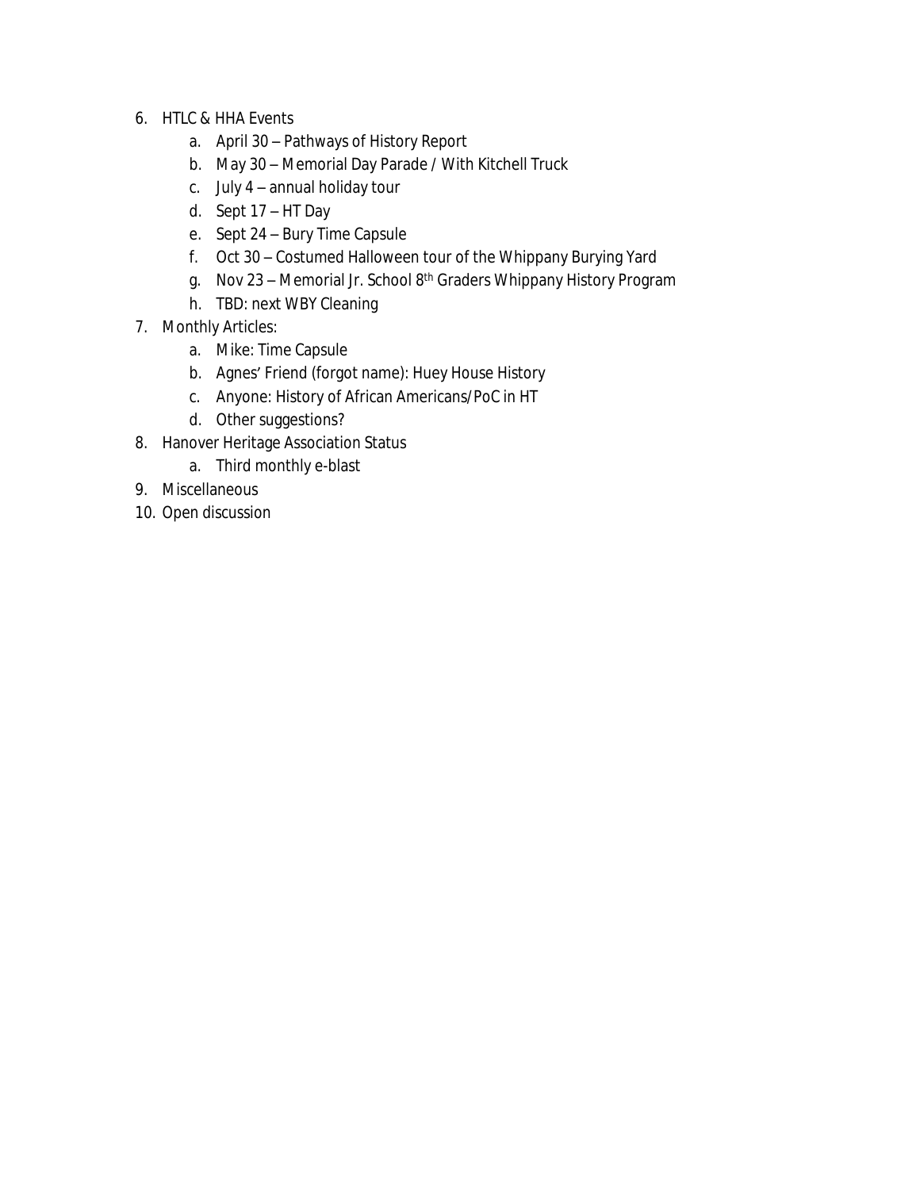6. HTLC & HHA Events
    a. April 30 – Pathways of History Report
    b. May 30 – Memorial Day Parade / With Kitchell Truck
    c. July 4 – annual holiday tour
    d. Sept 17 – HT Day
    e. Sept 24 – Bury Time Capsule
    f. Oct 30 – Costumed Halloween tour of the Whippany Burying Yard
    g. Nov 23 – Memorial Jr. School 8th Graders Whippany History Program
    h. TBD: next WBY Cleaning
7. Monthly Articles:
    a. Mike: Time Capsule
    b. Agnes' Friend (forgot name): Huey House History
    c. Anyone: History of African Americans/PoC in HT
    d. Other suggestions?
8. Hanover Heritage Association Status
    a. Third monthly e-blast
9. Miscellaneous
10. Open discussion